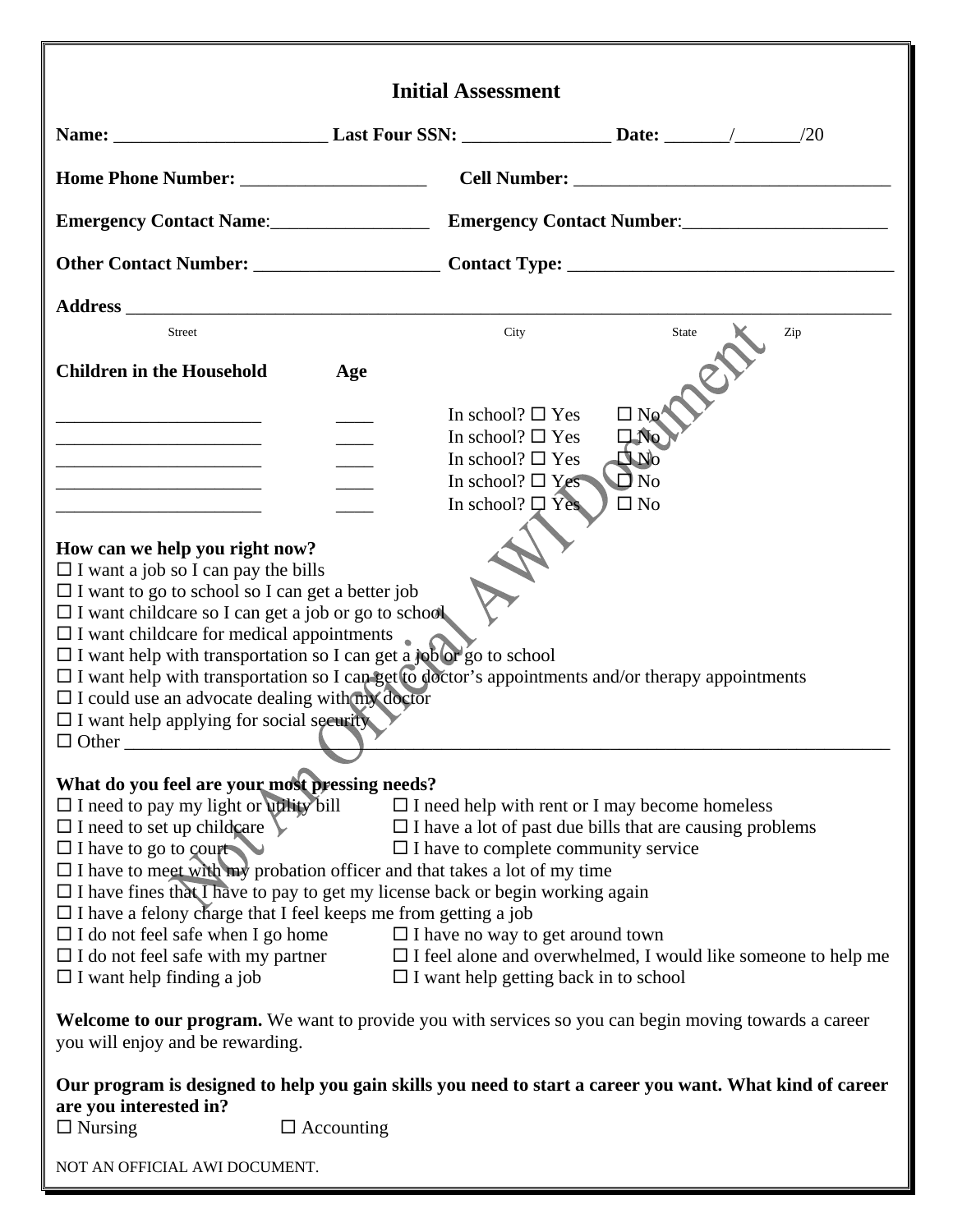# Initial Assessment

**Name:** _______________________ **Last Four SSN:** ________________ **Date:** _______/_______/20

**Home Phone Number:** ____________________ **Cell Number:** ___________________________________

**Emergency Contact Name**:_________________ **Emergency Contact Number**:______________________

**Other Contact Number:** ____________________ **Contact Type:** ___________________________________

**Address** ___________________________________________________________________________________

Street City State Zip

| **Children in the Household** | **Age** | |
|---|---|---|
| _______________________ | ____ | In school? ☐ Yes ☐ No |
| _______________________ | ____ | In school? ☐ Yes ☐ No |
| _______________________ | ____ | In school? ☐ Yes ☐ No |
| _______________________ | ____ | In school? ☐ Yes ☐ No |
| _______________________ | ____ | In school? ☐ Yes ☐ No |

**How can we help you right now?**

☐ I want a job so I can pay the bills
☐ I want to go to school so I can get a better job
☐ I want childcare so I can get a job or go to school
☐ I want childcare for medical appointments
☐ I want help with transportation so I can get a job or go to school
☐ I want help with transportation so I can get to doctor's appointments and/or therapy appointments
☐ I could use an advocate dealing with my doctor
☐ I want help applying for social security
☐ Other ___________________________________________________________________________________

**What do you feel are your most pressing needs?**

☐ I need to pay my light or utility bill
☐ I need help with rent or I may become homeless
☐ I need to set up childcare
☐ I have a lot of past due bills that are causing problems
☐ I have to go to court
☐ I have to complete community service
☐ I have to meet with my probation officer and that takes a lot of my time
☐ I have fines that I have to pay to get my license back or begin working again
☐ I have a felony charge that I feel keeps me from getting a job
☐ I do not feel safe when I go home
☐ I have no way to get around town
☐ I do not feel safe with my partner
☐ I feel alone and overwhelmed, I would like someone to help me
☐ I want help finding a job
☐ I want help getting back in to school

**Welcome to our program.** We want to provide you with services so you can begin moving towards a career you will enjoy and be rewarding.

**Our program is designed to help you gain skills you need to start a career you want. What kind of career are you interested in?**

☐ Nursing ☐ Accounting

NOT AN OFFICIAL AWI DOCUMENT.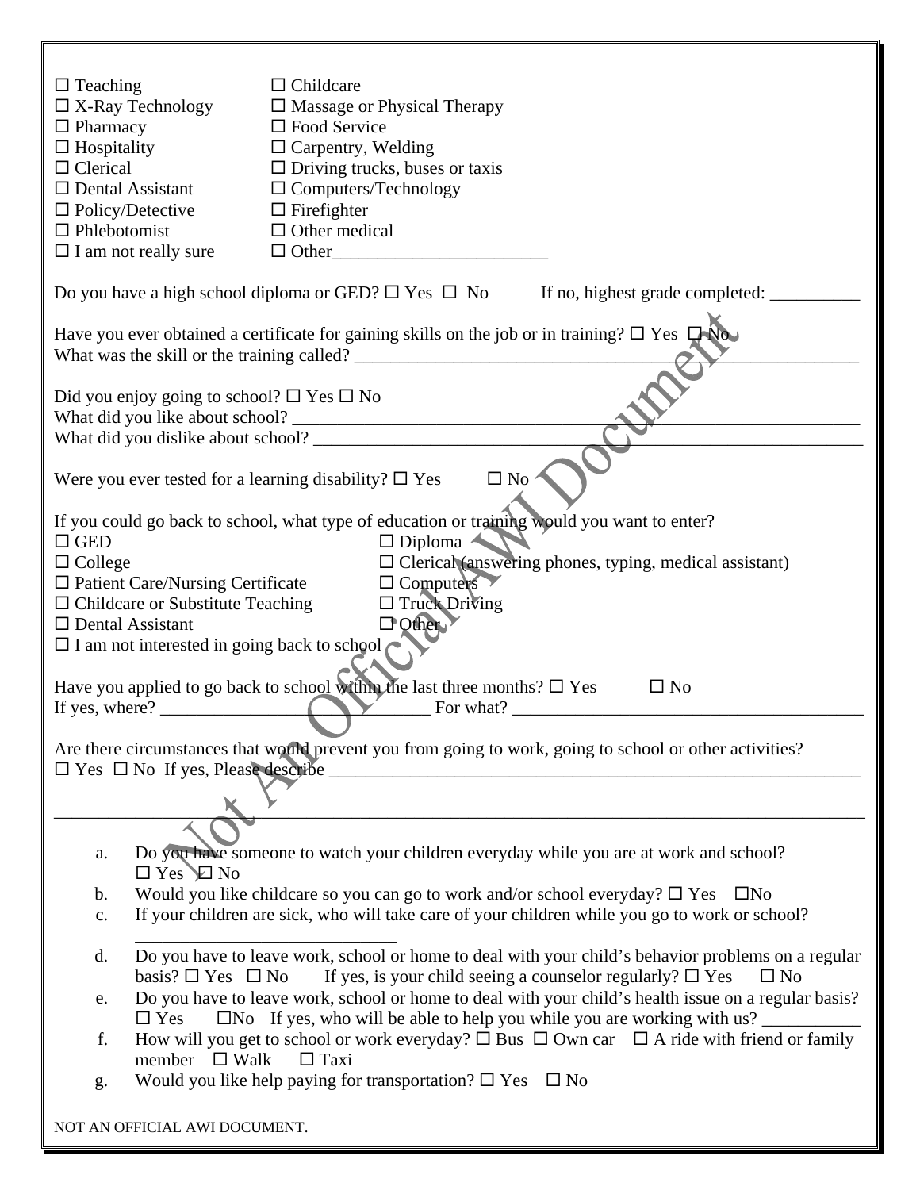| | |
|---|---|
| ☐ Teaching | ☐ Childcare |
| ☐ X-Ray Technology | ☐ Massage or Physical Therapy |
| ☐ Pharmacy | ☐ Food Service |
| ☐ Hospitality | ☐ Carpentry, Welding |
| ☐ Clerical | ☐ Driving trucks, buses or taxis |
| ☐ Dental Assistant | ☐ Computers/Technology |
| ☐ Policy/Detective | ☐ Firefighter |
| ☐ Phlebotomist | ☐ Other medical |
| ☐ I am not really sure | ☐ Other________________________ |

Do you have a high school diploma or GED? ☐ Yes ☐ No If no, highest grade completed: __________

Have you ever obtained a certificate for gaining skills on the job or in training? ☐ Yes ☐ No
What was the skill or the training called? ________________________________________________________

Did you enjoy going to school? ☐ Yes ☐ No
What did you like about school? ______________________________________________________________
What did you dislike about school? ____________________________________________________________

Were you ever tested for a learning disability? ☐ Yes ☐ No

If you could go back to school, what type of education or training would you want to enter?

| | |
|---|---|
| ☐ GED | ☐ Diploma |
| ☐ College | ☐ Clerical (answering phones, typing, medical assistant) |
| ☐ Patient Care/Nursing Certificate | ☐ Computers |
| ☐ Childcare or Substitute Teaching | ☐ Truck Driving |
| ☐ Dental Assistant | ☐ Other |
| ☐ I am not interested in going back to school | |

Have you applied to go back to school within the last three months? ☐ Yes ☐ No
If yes, where? ______________________________ For what? ________________________________________

Are there circumstances that would prevent you from going to work, going to school or other activities?
☐ Yes ☐ No If yes, Please describe ____________________________________________________________

_______________________________________________________________________________________

a. Do you have someone to watch your children everyday while you are at work and school? ☐ Yes ☐ No
b. Would you like childcare so you can go to work and/or school everyday? ☐ Yes ☐No
c. If your children are sick, who will take care of your children while you go to work or school? ____________________________
d. Do you have to leave work, school or home to deal with your child's behavior problems on a regular basis? ☐ Yes ☐ No If yes, is your child seeing a counselor regularly? ☐ Yes ☐ No
e. Do you have to leave work, school or home to deal with your child's health issue on a regular basis? ☐ Yes ☐No If yes, who will be able to help you while you are working with us? ___________
f. How will you get to school or work everyday? ☐ Bus ☐ Own car ☐ A ride with friend or family member ☐ Walk ☐ Taxi
g. Would you like help paying for transportation? ☐ Yes ☐ No

NOT AN OFFICIAL AWI DOCUMENT.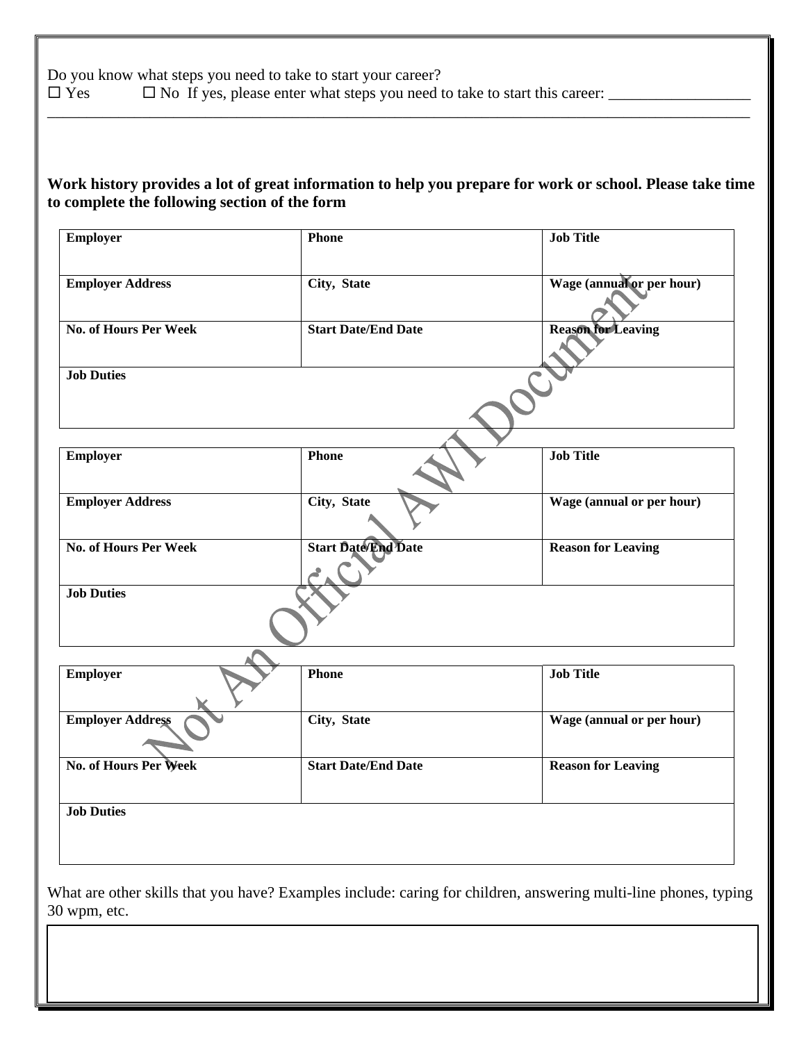Do you know what steps you need to take to start your career?

☐ Yes ☐ No If yes, please enter what steps you need to take to start this career: ___________________

______________________________________________________________________________________________

**Work history provides a lot of great information to help you prepare for work or school. Please take time to complete the following section of the form**

| **Employer** | **Phone** | **Job Title** |
|---|---|---|
| **Employer Address** | **City, State** | **Wage (annual or per hour)** |
| **No. of Hours Per Week** | **Start Date/End Date** | **Reason for Leaving** |
| **Job Duties** | | |

| **Employer** | **Phone** | **Job Title** |
|---|---|---|
| **Employer Address** | **City, State** | **Wage (annual or per hour)** |
| **No. of Hours Per Week** | **Start Date/End Date** | **Reason for Leaving** |
| **Job Duties** | | |

| **Employer** | **Phone** | **Job Title** |
|---|---|---|
| **Employer Address** | **City, State** | **Wage (annual or per hour)** |
| **No. of Hours Per Week** | **Start Date/End Date** | **Reason for Leaving** |
| **Job Duties** | | |

What are other skills that you have? Examples include: caring for children, answering multi-line phones, typing 30 wpm, etc.

| |
|---|
| |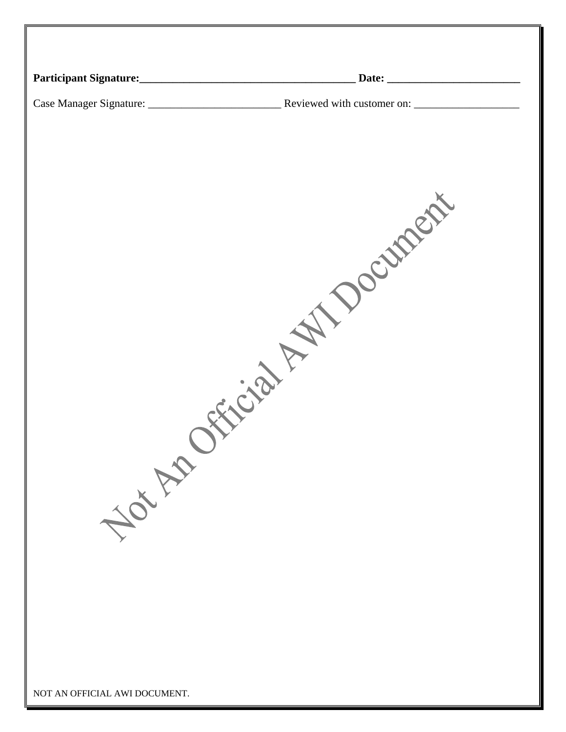**Participant Signature:_________________________________________ Date: _________________________**

Case Manager Signature: _________________________ Reviewed with customer on: ____________________

Not An Official AWI Document

NOT AN OFFICIAL AWI DOCUMENT.